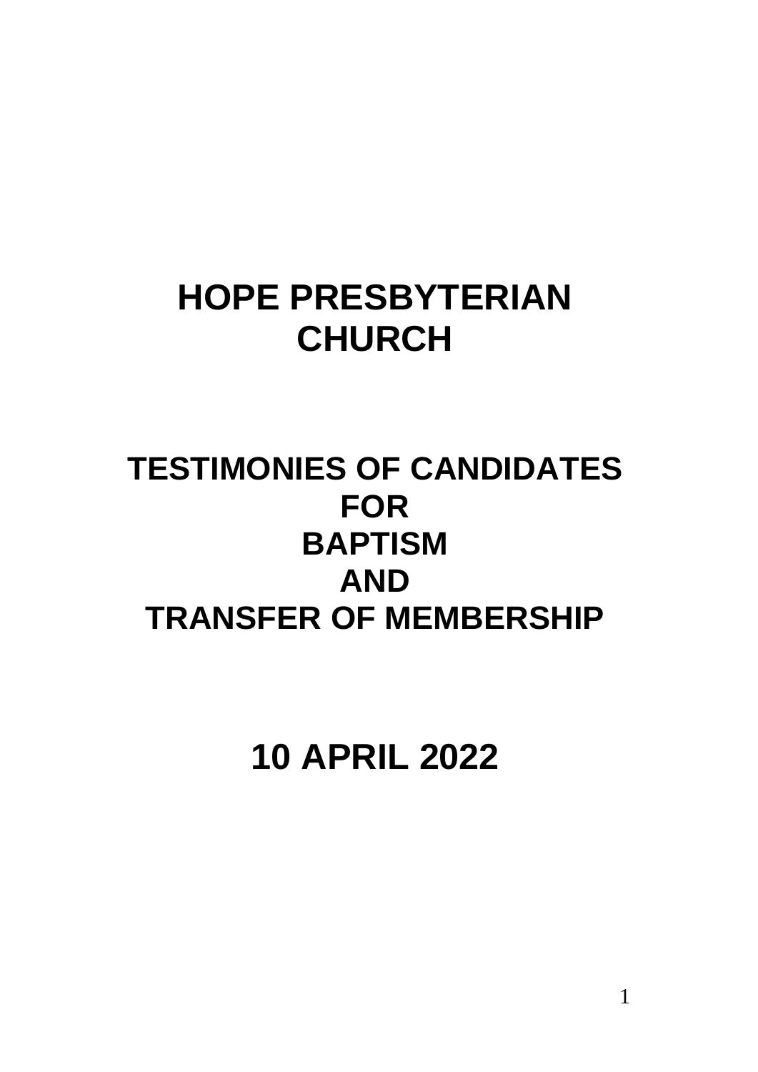# HOPE PRESBYTERIAN CHURCH

## TESTIMONIES OF CANDIDATES FOR BAPTISM AND TRANSFER OF MEMBERSHIP

## 10 APRIL 2022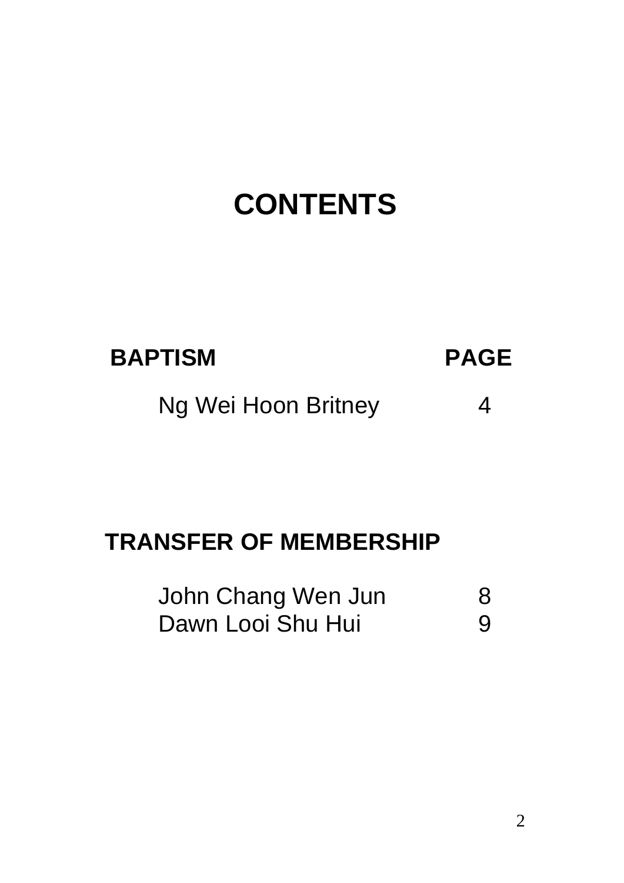# CONTENTS

| BAPTISM | PAGE |
| --- | --- |
| Ng Wei Hoon Britney | 4 |

| TRANSFER OF MEMBERSHIP | |
| --- | --- |
| John Chang Wen Jun | 8 |
| Dawn Looi Shu Hui | 9 |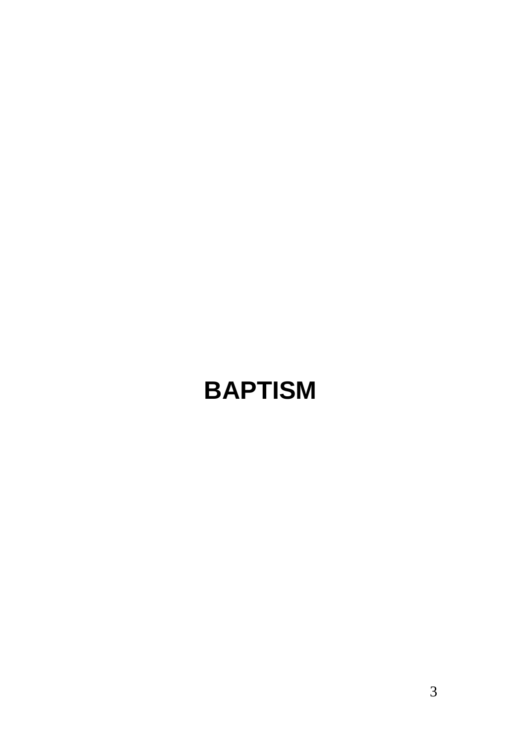# BAPTISM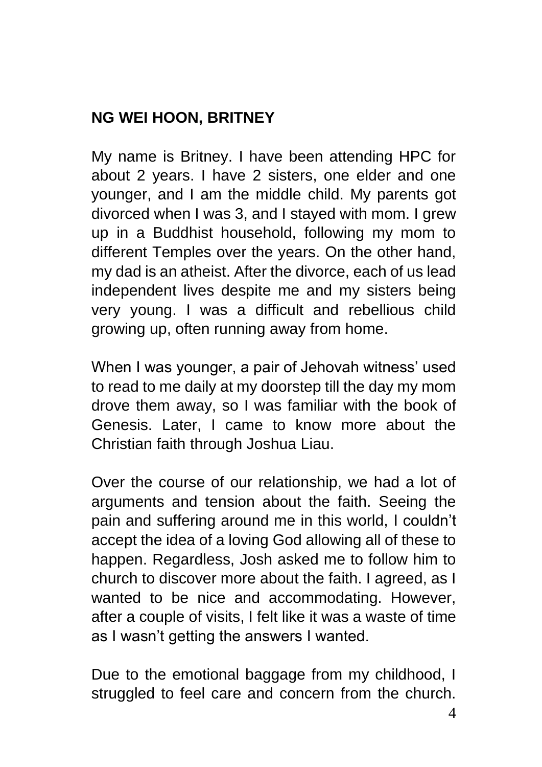## NG WEI HOON, BRITNEY

My name is Britney. I have been attending HPC for about 2 years. I have 2 sisters, one elder and one younger, and I am the middle child. My parents got divorced when I was 3, and I stayed with mom. I grew up in a Buddhist household, following my mom to different Temples over the years. On the other hand, my dad is an atheist. After the divorce, each of us lead independent lives despite me and my sisters being very young. I was a difficult and rebellious child growing up, often running away from home.

When I was younger, a pair of Jehovah witness' used to read to me daily at my doorstep till the day my mom drove them away, so I was familiar with the book of Genesis. Later, I came to know more about the Christian faith through Joshua Liau.

Over the course of our relationship, we had a lot of arguments and tension about the faith. Seeing the pain and suffering around me in this world, I couldn't accept the idea of a loving God allowing all of these to happen. Regardless, Josh asked me to follow him to church to discover more about the faith. I agreed, as I wanted to be nice and accommodating. However, after a couple of visits, I felt like it was a waste of time as I wasn't getting the answers I wanted.

Due to the emotional baggage from my childhood, I struggled to feel care and concern from the church.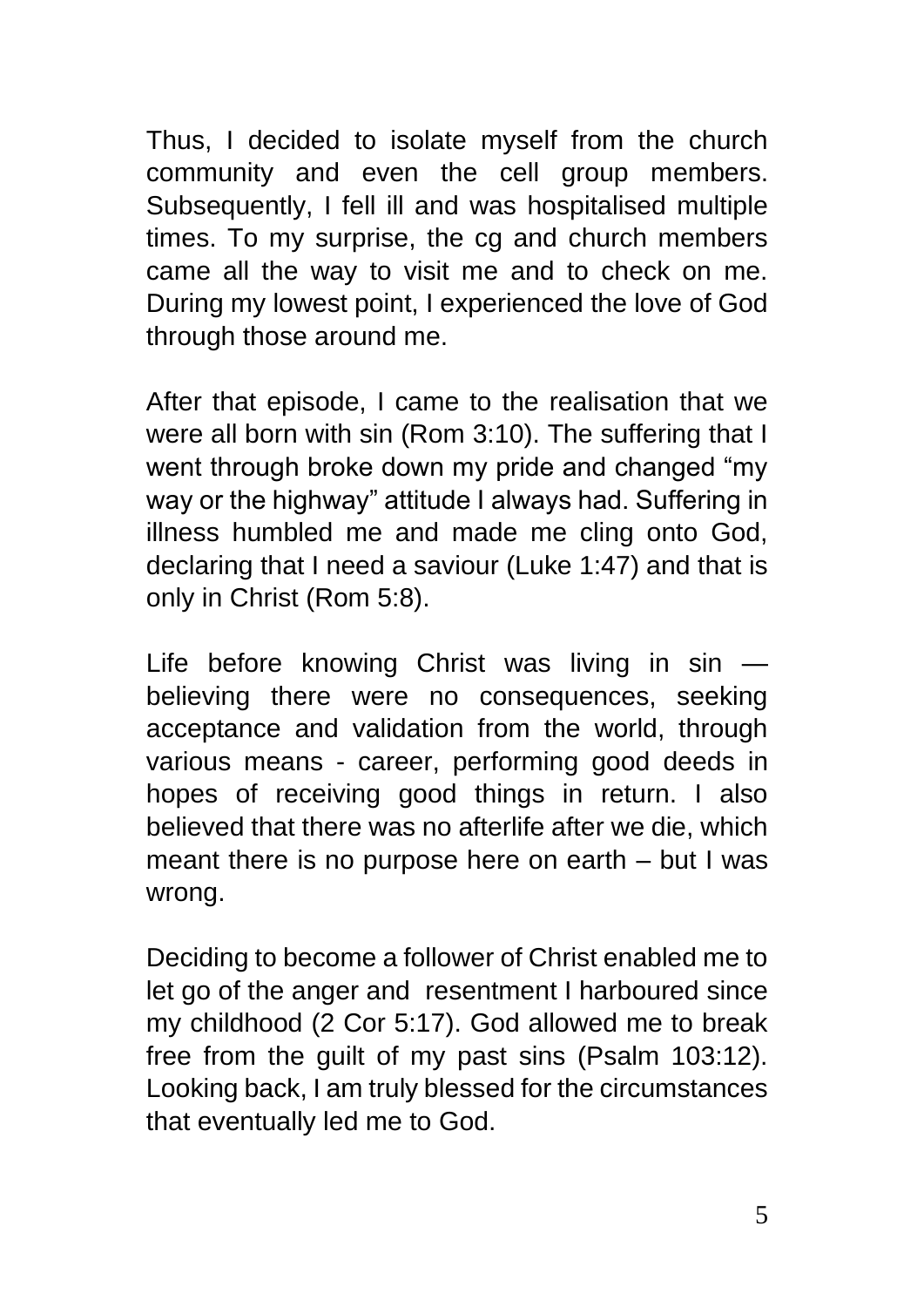Thus, I decided to isolate myself from the church community and even the cell group members. Subsequently, I fell ill and was hospitalised multiple times. To my surprise, the cg and church members came all the way to visit me and to check on me. During my lowest point, I experienced the love of God through those around me.

After that episode, I came to the realisation that we were all born with sin (Rom 3:10). The suffering that I went through broke down my pride and changed "my way or the highway" attitude I always had. Suffering in illness humbled me and made me cling onto God, declaring that I need a saviour (Luke 1:47) and that is only in Christ (Rom 5:8).

Life before knowing Christ was living in sin — believing there were no consequences, seeking acceptance and validation from the world, through various means - career, performing good deeds in hopes of receiving good things in return. I also believed that there was no afterlife after we die, which meant there is no purpose here on earth – but I was wrong.

Deciding to become a follower of Christ enabled me to let go of the anger and resentment I harboured since my childhood (2 Cor 5:17). God allowed me to break free from the guilt of my past sins (Psalm 103:12). Looking back, I am truly blessed for the circumstances that eventually led me to God.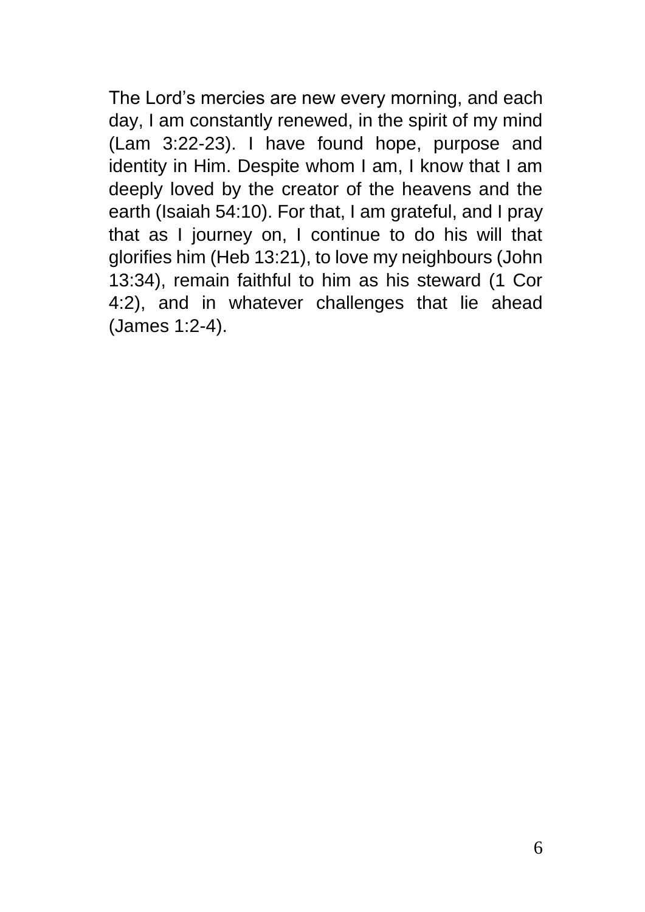The Lord's mercies are new every morning, and each day, I am constantly renewed, in the spirit of my mind (Lam 3:22-23). I have found hope, purpose and identity in Him. Despite whom I am, I know that I am deeply loved by the creator of the heavens and the earth (Isaiah 54:10). For that, I am grateful, and I pray that as I journey on, I continue to do his will that glorifies him (Heb 13:21), to love my neighbours (John 13:34), remain faithful to him as his steward (1 Cor 4:2), and in whatever challenges that lie ahead (James 1:2-4).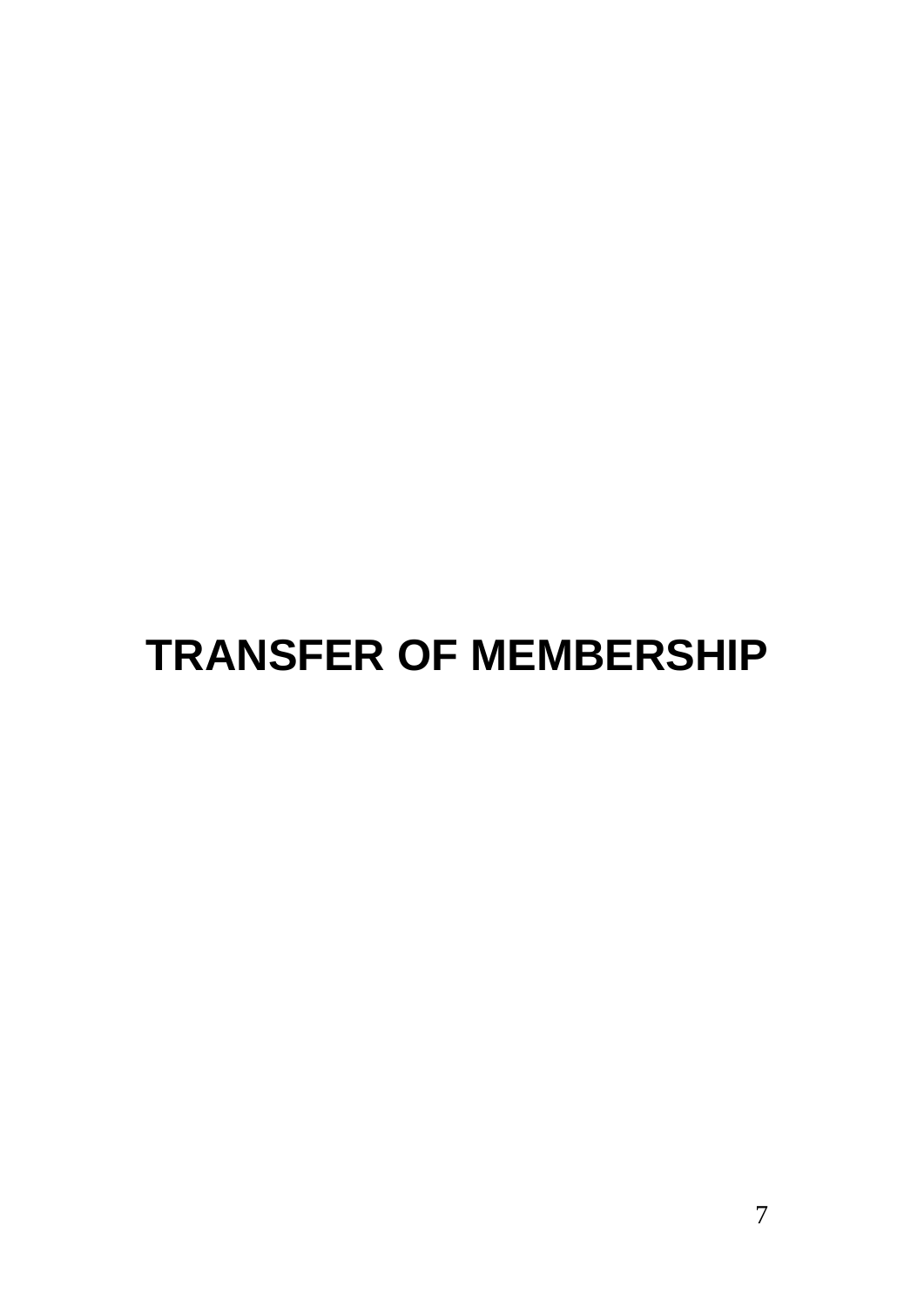# TRANSFER OF MEMBERSHIP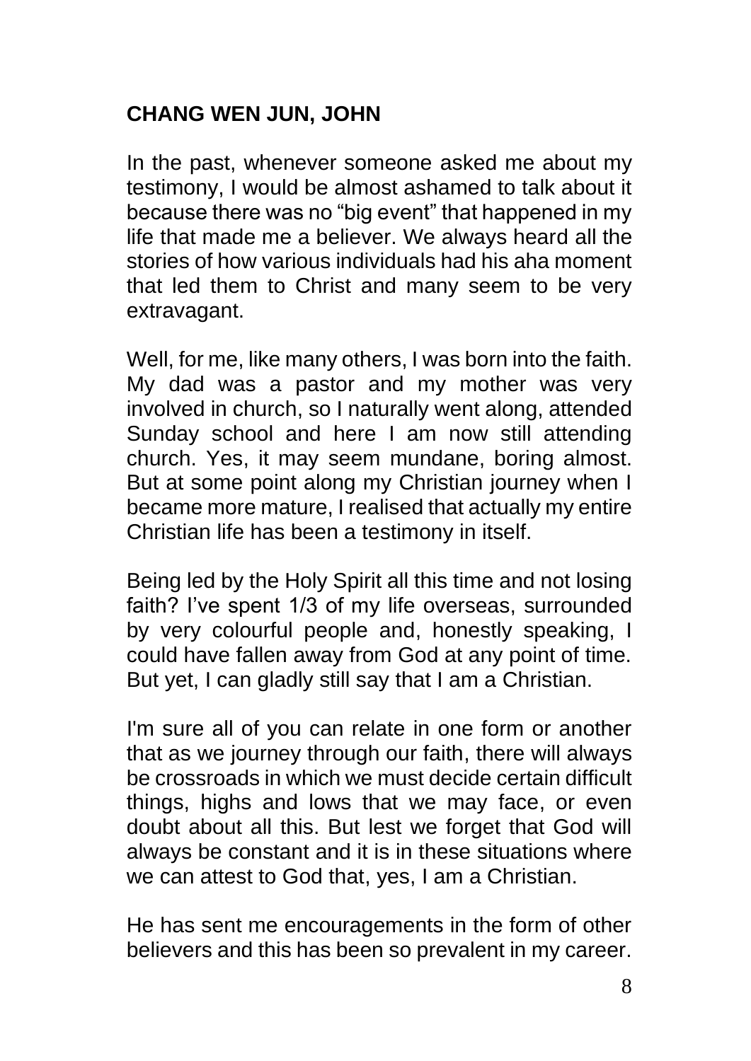## CHANG WEN JUN, JOHN

In the past, whenever someone asked me about my testimony, I would be almost ashamed to talk about it because there was no "big event" that happened in my life that made me a believer. We always heard all the stories of how various individuals had his aha moment that led them to Christ and many seem to be very extravagant.

Well, for me, like many others, I was born into the faith. My dad was a pastor and my mother was very involved in church, so I naturally went along, attended Sunday school and here I am now still attending church. Yes, it may seem mundane, boring almost. But at some point along my Christian journey when I became more mature, I realised that actually my entire Christian life has been a testimony in itself.

Being led by the Holy Spirit all this time and not losing faith? I've spent 1/3 of my life overseas, surrounded by very colourful people and, honestly speaking, I could have fallen away from God at any point of time. But yet, I can gladly still say that I am a Christian.

I'm sure all of you can relate in one form or another that as we journey through our faith, there will always be crossroads in which we must decide certain difficult things, highs and lows that we may face, or even doubt about all this. But lest we forget that God will always be constant and it is in these situations where we can attest to God that, yes, I am a Christian.

He has sent me encouragements in the form of other believers and this has been so prevalent in my career.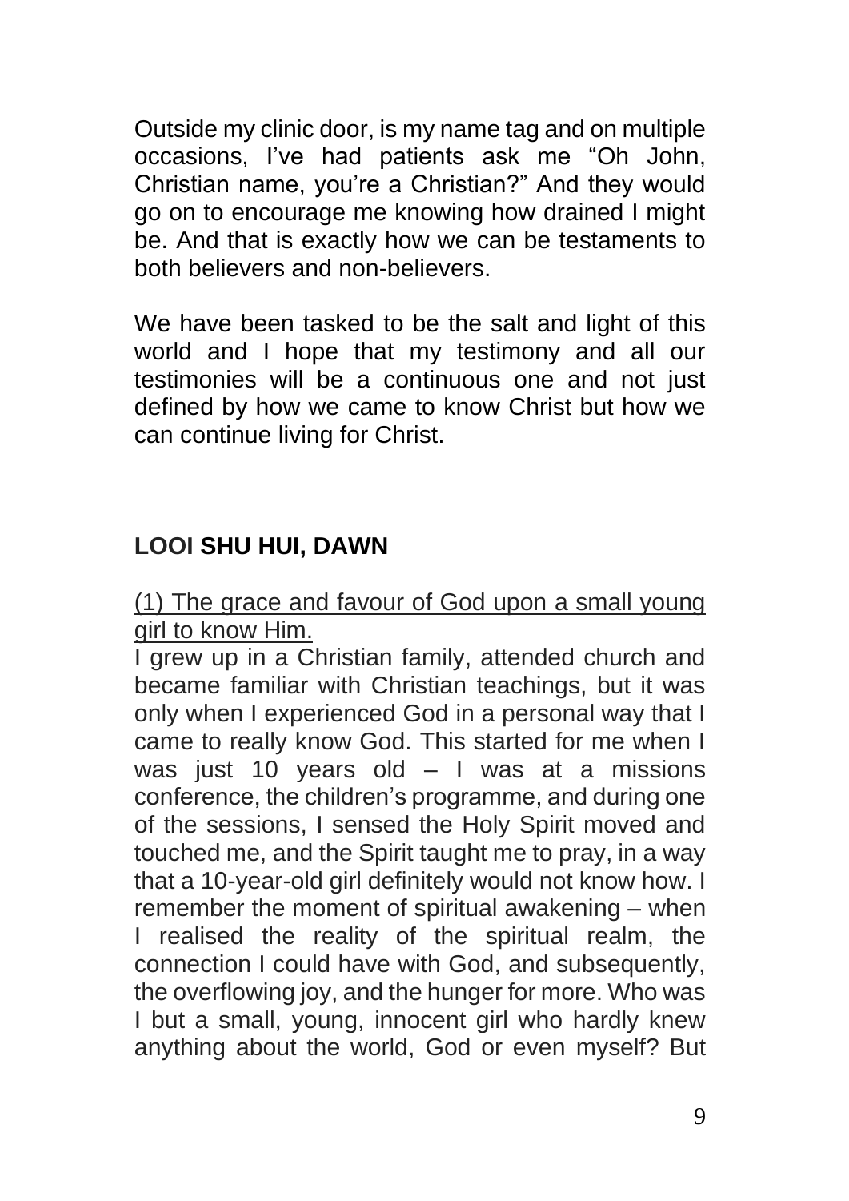Outside my clinic door, is my name tag and on multiple occasions, I've had patients ask me "Oh John, Christian name, you're a Christian?" And they would go on to encourage me knowing how drained I might be. And that is exactly how we can be testaments to both believers and non-believers.

We have been tasked to be the salt and light of this world and I hope that my testimony and all our testimonies will be a continuous one and not just defined by how we came to know Christ but how we can continue living for Christ.

## LOOI SHU HUI, DAWN

<u>(1) The grace and favour of God upon a small young girl to know Him.</u>

I grew up in a Christian family, attended church and became familiar with Christian teachings, but it was only when I experienced God in a personal way that I came to really know God. This started for me when I was just 10 years old – I was at a missions conference, the children's programme, and during one of the sessions, I sensed the Holy Spirit moved and touched me, and the Spirit taught me to pray, in a way that a 10-year-old girl definitely would not know how. I remember the moment of spiritual awakening – when I realised the reality of the spiritual realm, the connection I could have with God, and subsequently, the overflowing joy, and the hunger for more. Who was I but a small, young, innocent girl who hardly knew anything about the world, God or even myself? But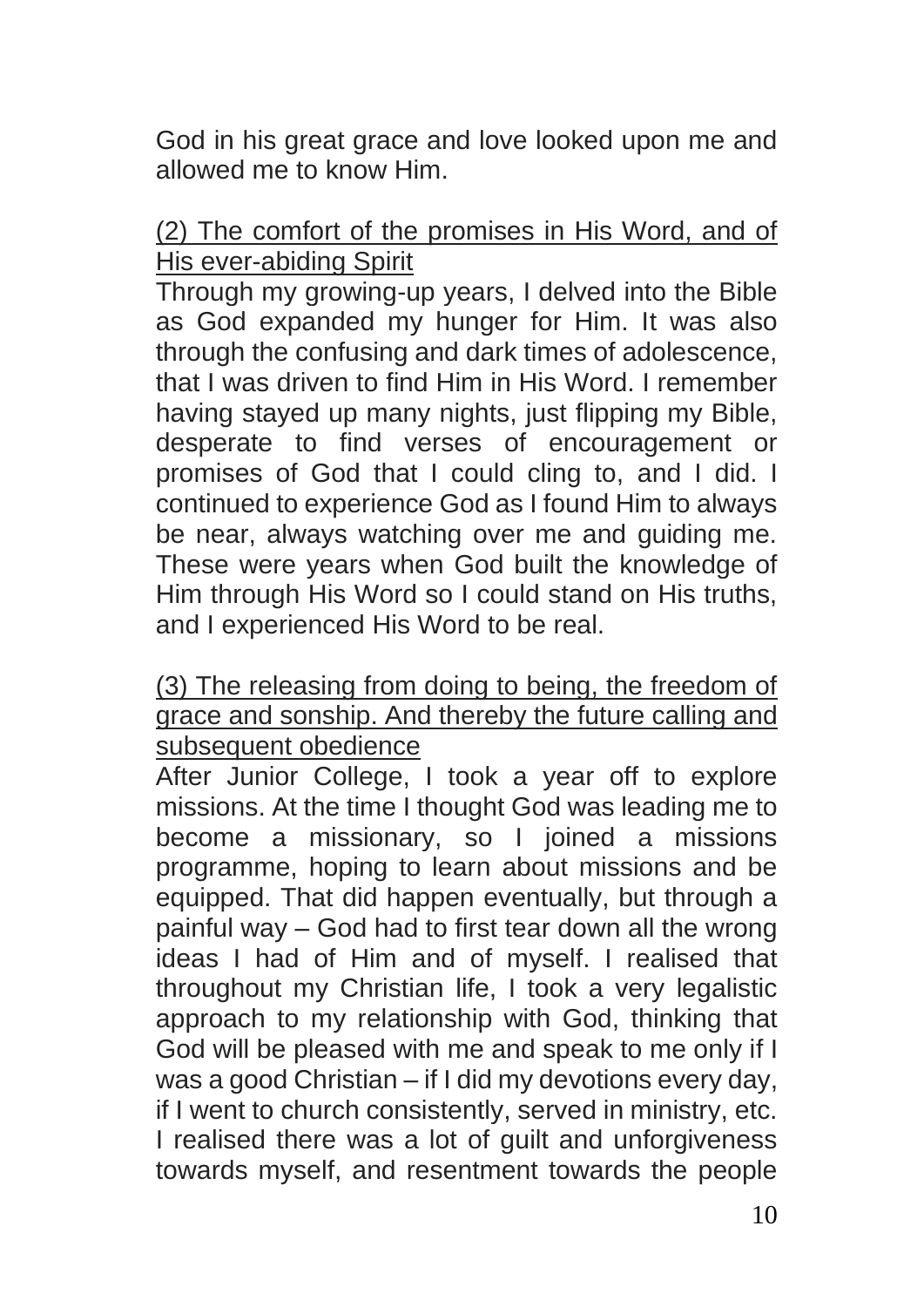God in his great grace and love looked upon me and allowed me to know Him.

<u>(2) The comfort of the promises in His Word, and of His ever-abiding Spirit</u>

Through my growing-up years, I delved into the Bible as God expanded my hunger for Him. It was also through the confusing and dark times of adolescence, that I was driven to find Him in His Word. I remember having stayed up many nights, just flipping my Bible, desperate to find verses of encouragement or promises of God that I could cling to, and I did. I continued to experience God as I found Him to always be near, always watching over me and guiding me. These were years when God built the knowledge of Him through His Word so I could stand on His truths, and I experienced His Word to be real.

<u>(3) The releasing from doing to being, the freedom of grace and sonship. And thereby the future calling and subsequent obedience</u>

After Junior College, I took a year off to explore missions. At the time I thought God was leading me to become a missionary, so I joined a missions programme, hoping to learn about missions and be equipped. That did happen eventually, but through a painful way – God had to first tear down all the wrong ideas I had of Him and of myself. I realised that throughout my Christian life, I took a very legalistic approach to my relationship with God, thinking that God will be pleased with me and speak to me only if I was a good Christian – if I did my devotions every day, if I went to church consistently, served in ministry, etc. I realised there was a lot of guilt and unforgiveness towards myself, and resentment towards the people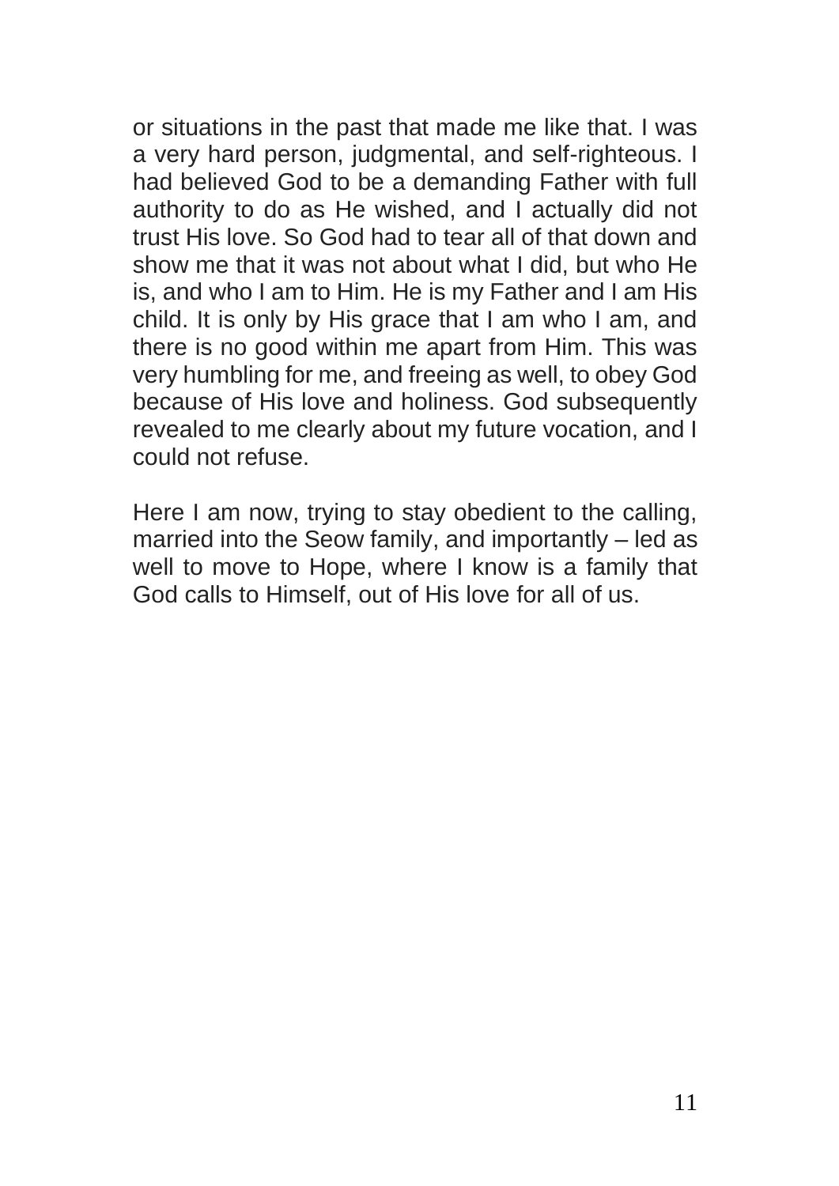or situations in the past that made me like that. I was a very hard person, judgmental, and self-righteous. I had believed God to be a demanding Father with full authority to do as He wished, and I actually did not trust His love. So God had to tear all of that down and show me that it was not about what I did, but who He is, and who I am to Him. He is my Father and I am His child. It is only by His grace that I am who I am, and there is no good within me apart from Him. This was very humbling for me, and freeing as well, to obey God because of His love and holiness. God subsequently revealed to me clearly about my future vocation, and I could not refuse.

Here I am now, trying to stay obedient to the calling, married into the Seow family, and importantly – led as well to move to Hope, where I know is a family that God calls to Himself, out of His love for all of us.